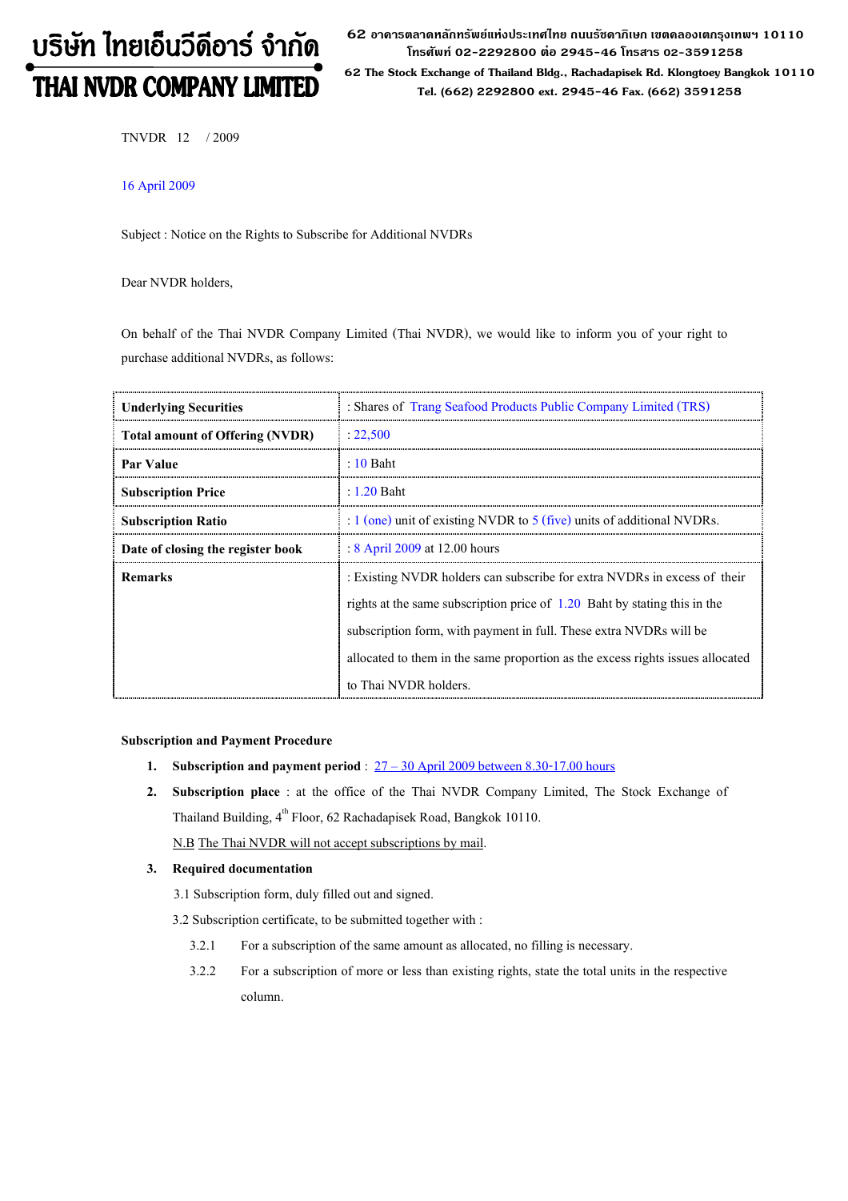# บริษัท ไทยเอ็นวีดีอาร์ จำกัด
# THAI NVDR COMPANY LIMITED

62 อาคารตลาดหลักทรัพย์แห่งประเทศไทย ถนนรัชดาภิเษก เขตคลองเตยกรุงเทพฯ 10110
โทรศัพท์ 02-2292800 ต่อ 2945-46 โทรสาร 02-3591258
62 The Stock Exchange of Thailand Bldg., Rachadapisek Rd. Klongtoey Bangkok 10110
Tel. (662) 2292800 ext. 2945-46 Fax. (662) 3591258

TNVDR 12 / 2009

16 April 2009

Subject : Notice on the Rights to Subscribe for Additional NVDRs

Dear NVDR holders,

On behalf of the Thai NVDR Company Limited (Thai NVDR), we would like to inform you of your right to purchase additional NVDRs, as follows:

| | |
|---|---|
| **Underlying Securities** | : Shares of Trang Seafood Products Public Company Limited (TRS) |
| **Total amount of Offering (NVDR)** | : 22,500 |
| **Par Value** | : 10 Baht |
| **Subscription Price** | : 1.20 Baht |
| **Subscription Ratio** | : 1 (one) unit of existing NVDR to 5 (five) units of additional NVDRs. |
| **Date of closing the register book** | : 8 April 2009 at 12.00 hours |
| **Remarks** | : Existing NVDR holders can subscribe for extra NVDRs in excess of their rights at the same subscription price of 1.20 Baht by stating this in the subscription form, with payment in full. These extra NVDRs will be allocated to them in the same proportion as the excess rights issues allocated to Thai NVDR holders. |

**Subscription and Payment Procedure**

1. **Subscription and payment period** : 27 – 30 April 2009 between 8.30-17.00 hours
2. **Subscription place** : at the office of the Thai NVDR Company Limited, The Stock Exchange of Thailand Building, 4th Floor, 62 Rachadapisek Road, Bangkok 10110.
   N.B The Thai NVDR will not accept subscriptions by mail.
3. **Required documentation**
   3.1 Subscription form, duly filled out and signed.
   3.2 Subscription certificate, to be submitted together with :
      3.2.1 For a subscription of the same amount as allocated, no filling is necessary.
      3.2.2 For a subscription of more or less than existing rights, state the total units in the respective column.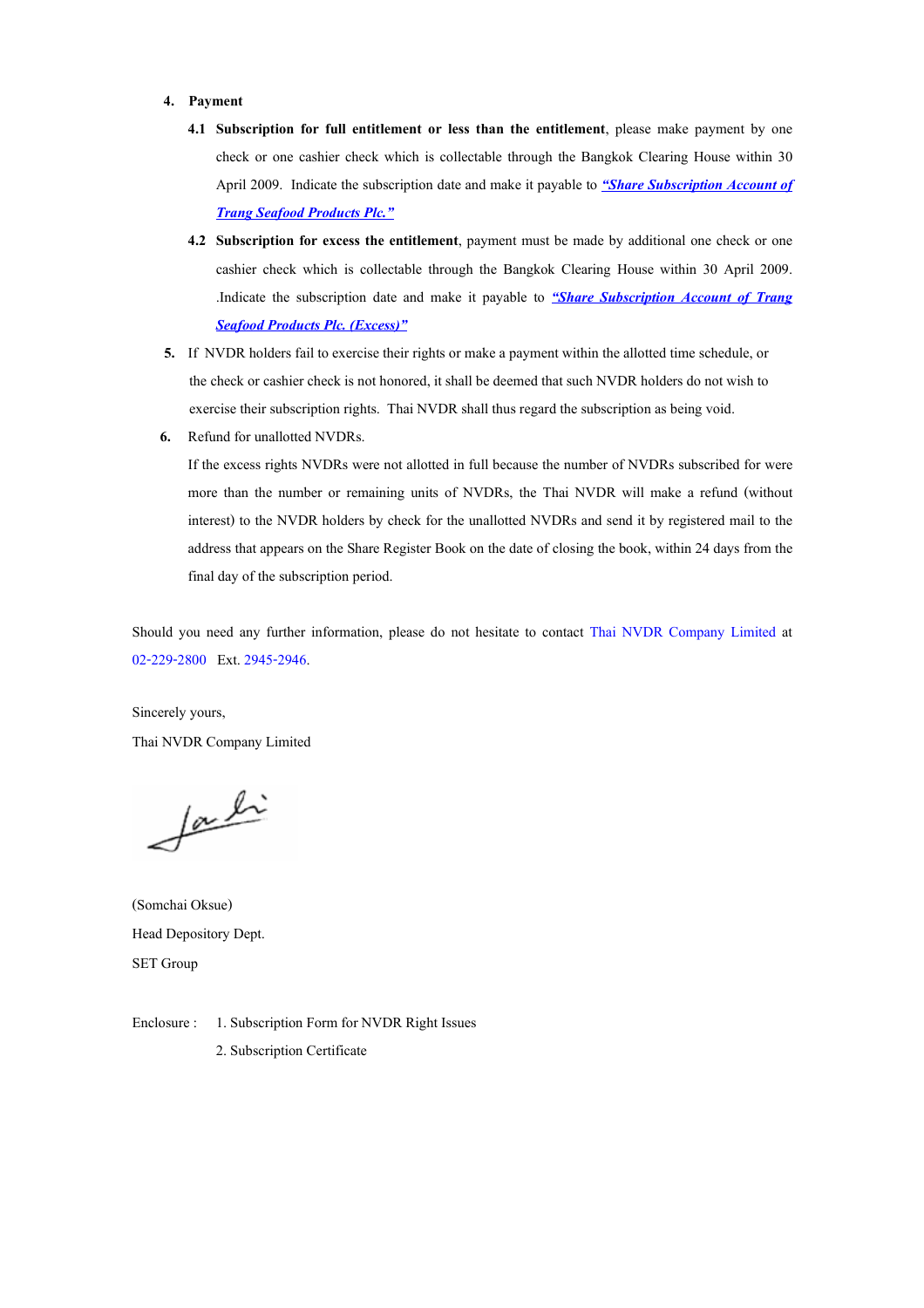4. **Payment**

   **4.1 Subscription for full entitlement or less than the entitlement**, please make payment by one check or one cashier check which is collectable through the Bangkok Clearing House within 30 April 2009. Indicate the subscription date and make it payable to ***"Share Subscription Account of Trang Seafood Products Plc."***

   **4.2 Subscription for excess the entitlement**, payment must be made by additional one check or one cashier check which is collectable through the Bangkok Clearing House within 30 April 2009. .Indicate the subscription date and make it payable to ***"Share Subscription Account of Trang Seafood Products Plc. (Excess)"***

5. If NVDR holders fail to exercise their rights or make a payment within the allotted time schedule, or the check or cashier check is not honored, it shall be deemed that such NVDR holders do not wish to exercise their subscription rights. Thai NVDR shall thus regard the subscription as being void.

6. Refund for unallotted NVDRs.

   If the excess rights NVDRs were not allotted in full because the number of NVDRs subscribed for were more than the number or remaining units of NVDRs, the Thai NVDR will make a refund (without interest) to the NVDR holders by check for the unallotted NVDRs and send it by registered mail to the address that appears on the Share Register Book on the date of closing the book, within 24 days from the final day of the subscription period.

Should you need any further information, please do not hesitate to contact Thai NVDR Company Limited at 02-229-2800 Ext. 2945-2946.

Sincerely yours,

Thai NVDR Company Limited

(Somchai Oksue)

Head Depository Dept.

SET Group

Enclosure : 1. Subscription Form for NVDR Right Issues

2. Subscription Certificate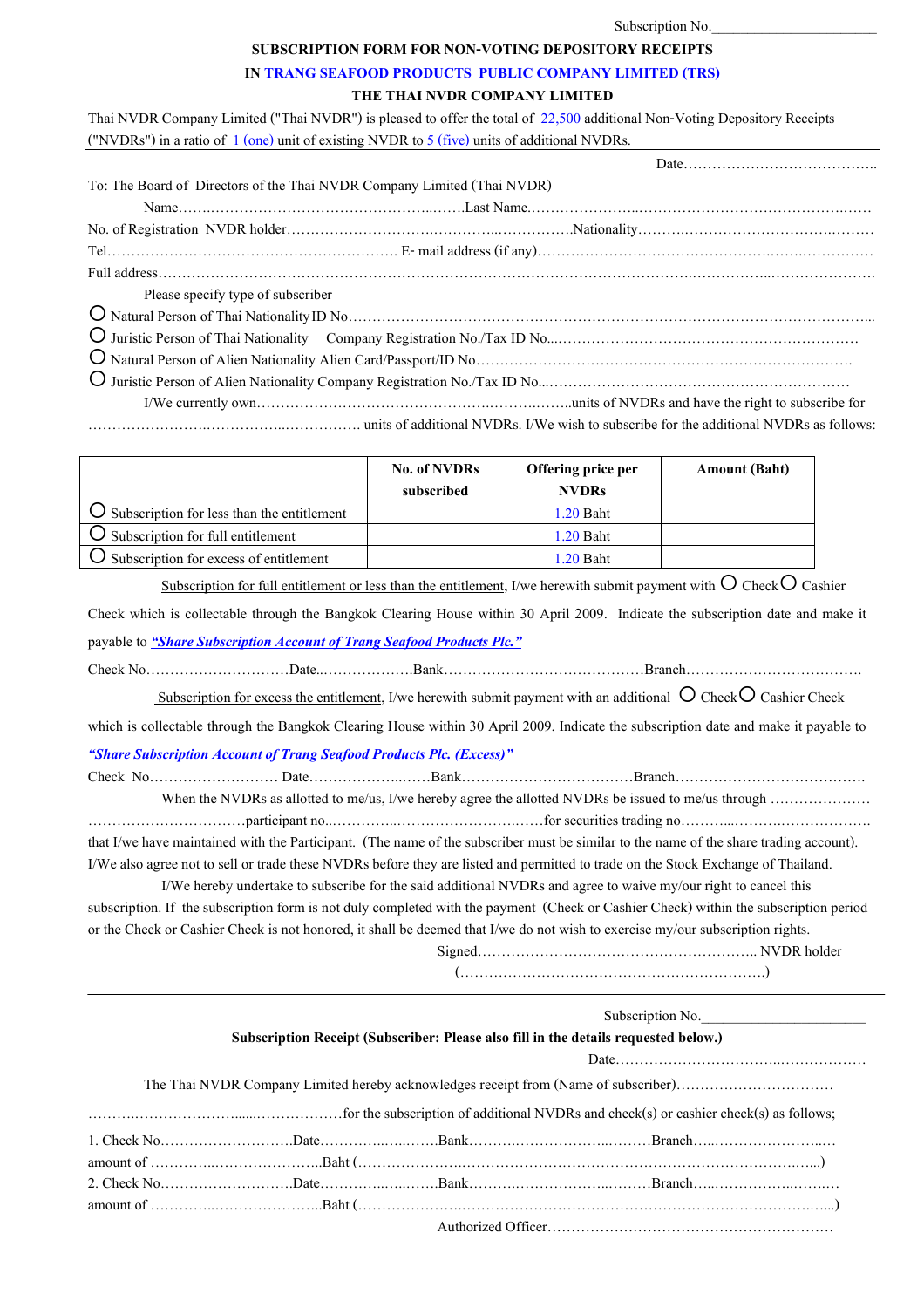Subscription No.______________________

**SUBSCRIPTION FORM FOR NON-VOTING DEPOSITORY RECEIPTS**

**IN TRANG SEAFOOD PRODUCTS PUBLIC COMPANY LIMITED (TRS)**

**THE THAI NVDR COMPANY LIMITED**

Thai NVDR Company Limited ("Thai NVDR") is pleased to offer the total of 22,500 additional Non-Voting Depository Receipts ("NVDRs") in a ratio of 1 (one) unit of existing NVDR to 5 (five) units of additional NVDRs.

Date…………………………………..

To: The Board of Directors of the Thai NVDR Company Limited (Thai NVDR)

Name……………………………………………………..…….Last Name.…………………..…………………………………..……

No. of Registration NVDR holder……………………….……………..……………Nationality……….……………………….………

Tel……………………………………………………. E- mail address (if any)…………………………………………….……..……………

Full address…………………………………………………………………………………………………….……………..……………………….

Please specify type of subscriber

◯ Natural Person of Thai Nationality ID No……………………………………………………………………………………………...

◯ Juristic Person of Thai Nationality Company Registration No./Tax ID No...……………………………………………………

◯ Natural Person of Alien Nationality Alien Card/Passport/ID No…………………………………………………………………….

◯ Juristic Person of Alien Nationality Company Registration No./Tax ID No...………………………………………………………

I/We currently own…………………………………………..……..……..units of NVDRs and have the right to subscribe for ……………………..……………...……………. units of additional NVDRs. I/We wish to subscribe for the additional NVDRs as follows:

| | No. of NVDRs subscribed | Offering price per NVDRs | Amount (Baht) |
|---|---|---|---|
| ◯ Subscription for less than the entitlement | | 1.20 Baht | |
| ◯ Subscription for full entitlement | | 1.20 Baht | |
| ◯ Subscription for excess of entitlement | | 1.20 Baht | |

Subscription for full entitlement or less than the entitlement, I/we herewith submit payment with ◯ Check ◯ Cashier Check which is collectable through the Bangkok Clearing House within 30 April 2009. Indicate the subscription date and make it payable to ***"Share Subscription Account of Trang Seafood Products Plc."***

Check No…………………………Date...……………….Bank……………………………………Branch……………………………….

Subscription for excess the entitlement, I/we herewith submit payment with an additional ◯ Check ◯ Cashier Check which is collectable through the Bangkok Clearing House within 30 April 2009. Indicate the subscription date and make it payable to ***"Share Subscription Account of Trang Seafood Products Plc. (Excess)"***

Check No……………………… Date………………...……Bank………………………………Branch………………………………….

When the NVDRs as allotted to me/us, I/we hereby agree the allotted NVDRs be issued to me/us through ………………… ……………………………participant no..…………...…………………….……for securities trading no………...……….………………… that I/we have maintained with the Participant. (The name of the subscriber must be similar to the name of the share trading account). I/We also agree not to sell or trade these NVDRs before they are listed and permitted to trade on the Stock Exchange of Thailand.

I/We hereby undertake to subscribe for the said additional NVDRs and agree to waive my/our right to cancel this subscription. If the subscription form is not duly completed with the payment (Check or Cashier Check) within the subscription period or the Check or Cashier Check is not honored, it shall be deemed that I/we do not wish to exercise my/our subscription rights.

Signed………………………………………………….. NVDR holder

(……………………………………………………….)

---

Subscription No.______________________

**Subscription Receipt (Subscriber: Please also fill in the details requested below.)**

Date……………………………..………………

The Thai NVDR Company Limited hereby acknowledges receipt from (Name of subscriber)……………………………

……….………………….....………………for the subscription of additional NVDRs and check(s) or cashier check(s) as follows;

1. Check No……………………….Date………….…...…….Bank……….………………..………Branch…..……………………..…

amount of …………..…………………..Baht (……………………..………………………………………………………….…...)

2. Check No……………………….Date………….…...…….Bank……….………………..………Branch…..……………..……..…

amount of …………..…………………..Baht (……………………..……………………………………………………………..…..)

Authorized Officer……………………………………………………